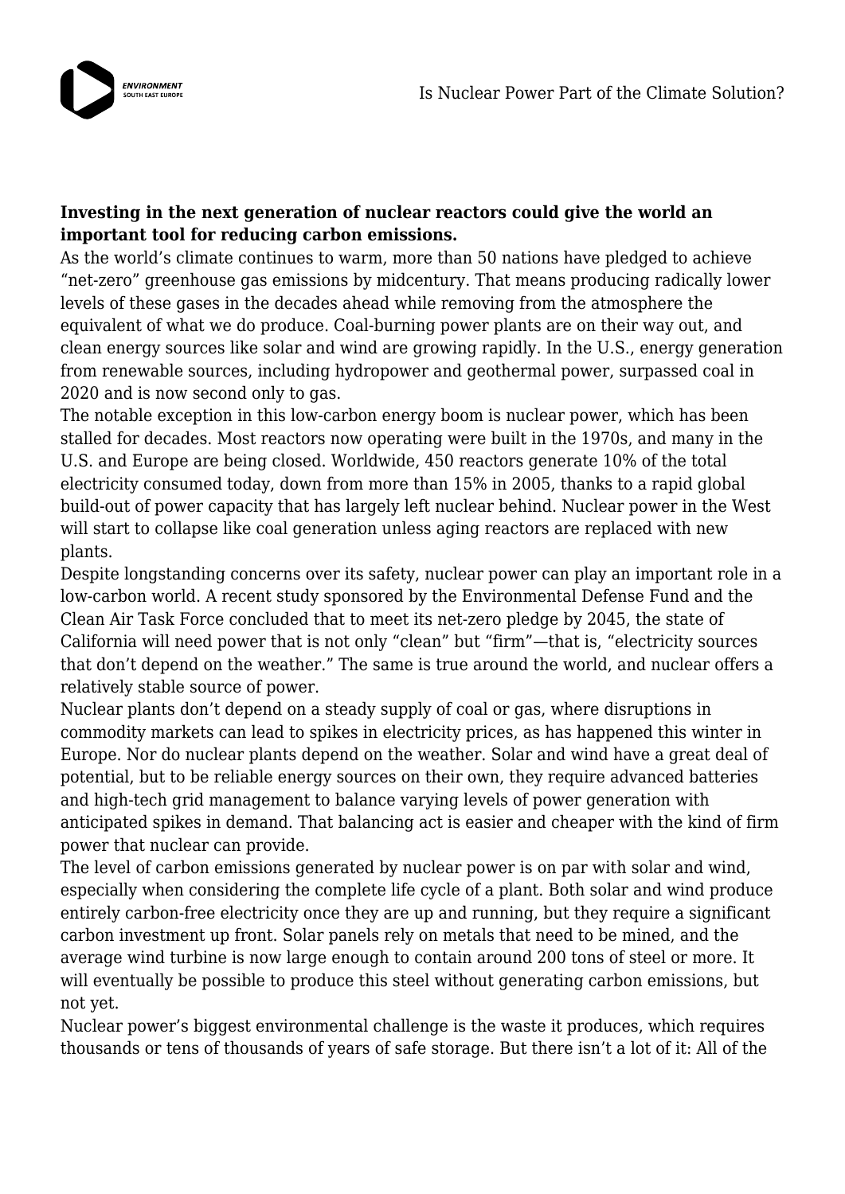**Investing in the next generation of nuclear reactors could give the world an important tool for reducing carbon emissions.**

As the world's climate continues to warm, more than 50 nations have pledged to achieve "net-zero" greenhouse gas emissions by midcentury. That means producing radically lower levels of these gases in the decades ahead while removing from the atmosphere the equivalent of what we do produce. Coal-burning power plants are on their way out, and clean energy sources like solar and wind are growing rapidly. In the U.S., energy generation from renewable sources, including hydropower and geothermal power, surpassed coal in 2020 and is now second only to gas.

The notable exception in this low-carbon energy boom is nuclear power, which has been stalled for decades. Most reactors now operating were built in the 1970s, and many in the U.S. and Europe are being closed. Worldwide, 450 reactors generate 10% of the total electricity consumed today, down from more than 15% in 2005, thanks to a rapid global build-out of power capacity that has largely left nuclear behind. Nuclear power in the West will start to collapse like coal generation unless aging reactors are replaced with new plants.

Despite longstanding concerns over its safety, nuclear power can play an important role in a low-carbon world. A recent study sponsored by the Environmental Defense Fund and the Clean Air Task Force concluded that to meet its net-zero pledge by 2045, the state of California will need power that is not only "clean" but "firm"—that is, "electricity sources that don't depend on the weather." The same is true around the world, and nuclear offers a relatively stable source of power.

Nuclear plants don't depend on a steady supply of coal or gas, where disruptions in commodity markets can lead to spikes in electricity prices, as has happened this winter in Europe. Nor do nuclear plants depend on the weather. Solar and wind have a great deal of potential, but to be reliable energy sources on their own, they require advanced batteries and high-tech grid management to balance varying levels of power generation with anticipated spikes in demand. That balancing act is easier and cheaper with the kind of firm power that nuclear can provide.

The level of carbon emissions generated by nuclear power is on par with solar and wind, especially when considering the complete life cycle of a plant. Both solar and wind produce entirely carbon-free electricity once they are up and running, but they require a significant carbon investment up front. Solar panels rely on metals that need to be mined, and the average wind turbine is now large enough to contain around 200 tons of steel or more. It will eventually be possible to produce this steel without generating carbon emissions, but not yet.

Nuclear power's biggest environmental challenge is the waste it produces, which requires thousands or tens of thousands of years of safe storage. But there isn't a lot of it: All of the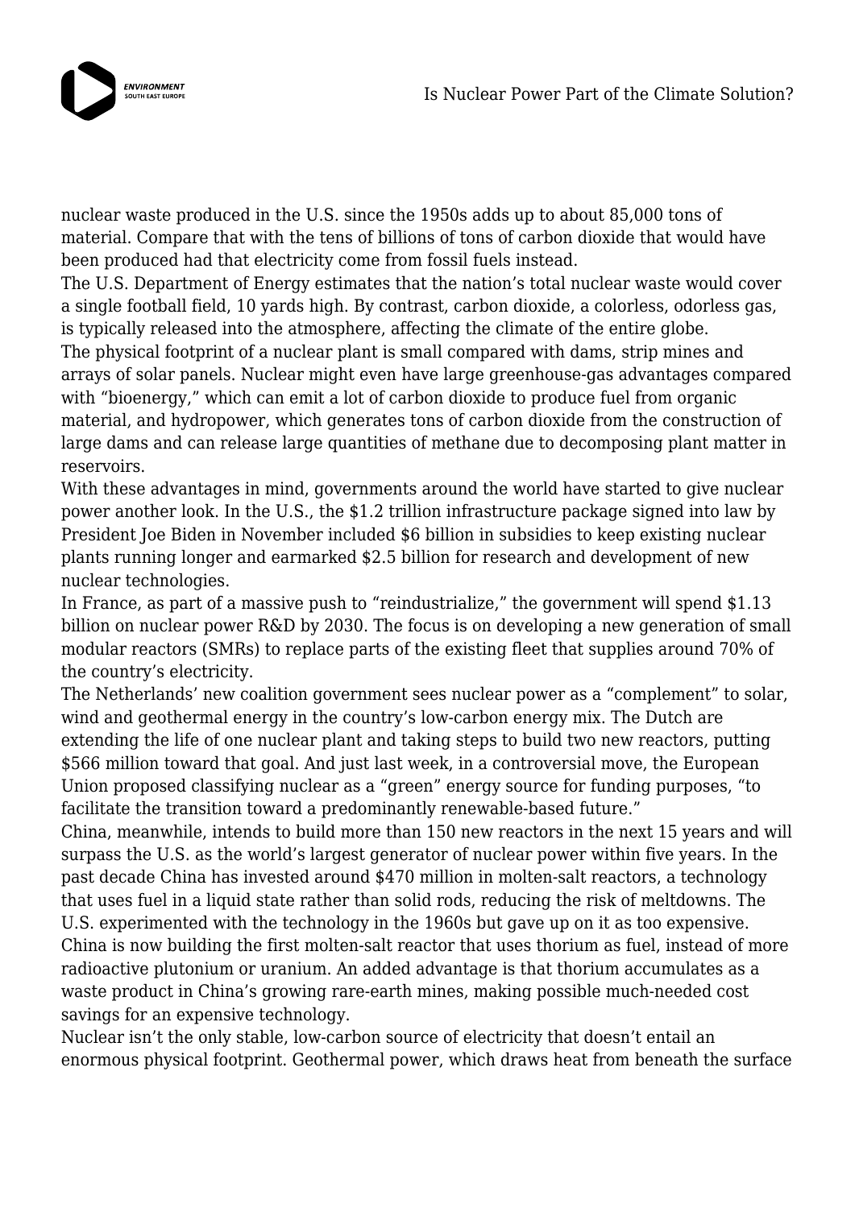nuclear waste produced in the U.S. since the 1950s adds up to about 85,000 tons of material. Compare that with the tens of billions of tons of carbon dioxide that would have been produced had that electricity come from fossil fuels instead.

The U.S. Department of Energy estimates that the nation's total nuclear waste would cover a single football field, 10 yards high. By contrast, carbon dioxide, a colorless, odorless gas, is typically released into the atmosphere, affecting the climate of the entire globe.

The physical footprint of a nuclear plant is small compared with dams, strip mines and arrays of solar panels. Nuclear might even have large greenhouse-gas advantages compared with "bioenergy," which can emit a lot of carbon dioxide to produce fuel from organic material, and hydropower, which generates tons of carbon dioxide from the construction of large dams and can release large quantities of methane due to decomposing plant matter in reservoirs.

With these advantages in mind, governments around the world have started to give nuclear power another look. In the U.S., the $1.2 trillion infrastructure package signed into law by President Joe Biden in November included $6 billion in subsidies to keep existing nuclear plants running longer and earmarked $2.5 billion for research and development of new nuclear technologies.

In France, as part of a massive push to "reindustrialize," the government will spend $1.13 billion on nuclear power R&D by 2030. The focus is on developing a new generation of small modular reactors (SMRs) to replace parts of the existing fleet that supplies around 70% of the country's electricity.

The Netherlands' new coalition government sees nuclear power as a "complement" to solar, wind and geothermal energy in the country's low-carbon energy mix. The Dutch are extending the life of one nuclear plant and taking steps to build two new reactors, putting $566 million toward that goal. And just last week, in a controversial move, the European Union proposed classifying nuclear as a "green" energy source for funding purposes, "to facilitate the transition toward a predominantly renewable-based future."

China, meanwhile, intends to build more than 150 new reactors in the next 15 years and will surpass the U.S. as the world's largest generator of nuclear power within five years. In the past decade China has invested around $470 million in molten-salt reactors, a technology that uses fuel in a liquid state rather than solid rods, reducing the risk of meltdowns. The U.S. experimented with the technology in the 1960s but gave up on it as too expensive. China is now building the first molten-salt reactor that uses thorium as fuel, instead of more radioactive plutonium or uranium. An added advantage is that thorium accumulates as a waste product in China's growing rare-earth mines, making possible much-needed cost savings for an expensive technology.

Nuclear isn't the only stable, low-carbon source of electricity that doesn't entail an enormous physical footprint. Geothermal power, which draws heat from beneath the surface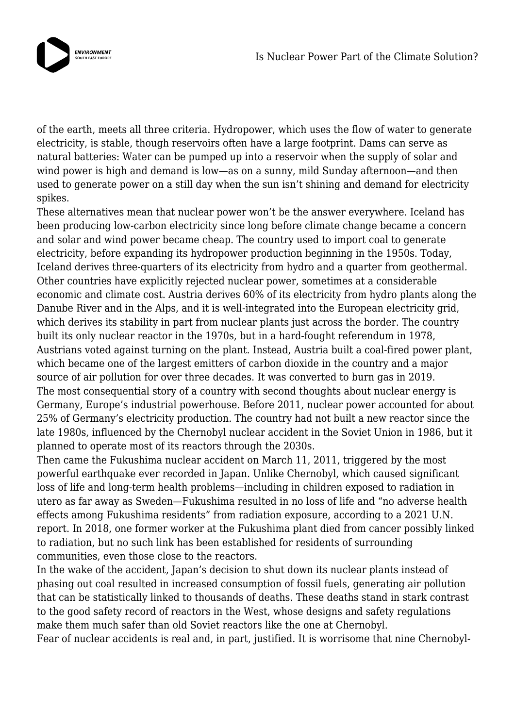of the earth, meets all three criteria. Hydropower, which uses the flow of water to generate electricity, is stable, though reservoirs often have a large footprint. Dams can serve as natural batteries: Water can be pumped up into a reservoir when the supply of solar and wind power is high and demand is low—as on a sunny, mild Sunday afternoon—and then used to generate power on a still day when the sun isn't shining and demand for electricity spikes.

These alternatives mean that nuclear power won't be the answer everywhere. Iceland has been producing low-carbon electricity since long before climate change became a concern and solar and wind power became cheap. The country used to import coal to generate electricity, before expanding its hydropower production beginning in the 1950s. Today, Iceland derives three-quarters of its electricity from hydro and a quarter from geothermal. Other countries have explicitly rejected nuclear power, sometimes at a considerable economic and climate cost. Austria derives 60% of its electricity from hydro plants along the Danube River and in the Alps, and it is well-integrated into the European electricity grid, which derives its stability in part from nuclear plants just across the border. The country built its only nuclear reactor in the 1970s, but in a hard-fought referendum in 1978, Austrians voted against turning on the plant. Instead, Austria built a coal-fired power plant, which became one of the largest emitters of carbon dioxide in the country and a major source of air pollution for over three decades. It was converted to burn gas in 2019.

The most consequential story of a country with second thoughts about nuclear energy is Germany, Europe's industrial powerhouse. Before 2011, nuclear power accounted for about 25% of Germany's electricity production. The country had not built a new reactor since the late 1980s, influenced by the Chernobyl nuclear accident in the Soviet Union in 1986, but it planned to operate most of its reactors through the 2030s.

Then came the Fukushima nuclear accident on March 11, 2011, triggered by the most powerful earthquake ever recorded in Japan. Unlike Chernobyl, which caused significant loss of life and long-term health problems—including in children exposed to radiation in utero as far away as Sweden—Fukushima resulted in no loss of life and "no adverse health effects among Fukushima residents" from radiation exposure, according to a 2021 U.N. report. In 2018, one former worker at the Fukushima plant died from cancer possibly linked to radiation, but no such link has been established for residents of surrounding communities, even those close to the reactors.

In the wake of the accident, Japan's decision to shut down its nuclear plants instead of phasing out coal resulted in increased consumption of fossil fuels, generating air pollution that can be statistically linked to thousands of deaths. These deaths stand in stark contrast to the good safety record of reactors in the West, whose designs and safety regulations make them much safer than old Soviet reactors like the one at Chernobyl.

Fear of nuclear accidents is real and, in part, justified. It is worrisome that nine Chernobyl-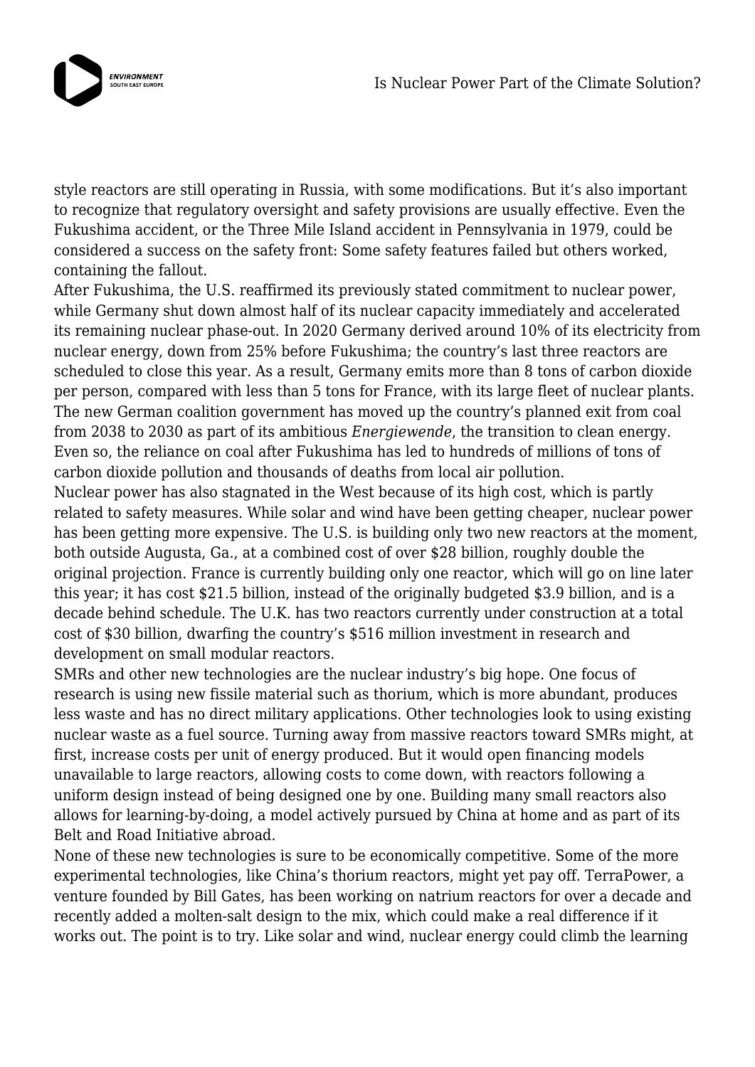style reactors are still operating in Russia, with some modifications. But it's also important to recognize that regulatory oversight and safety provisions are usually effective. Even the Fukushima accident, or the Three Mile Island accident in Pennsylvania in 1979, could be considered a success on the safety front: Some safety features failed but others worked, containing the fallout.

After Fukushima, the U.S. reaffirmed its previously stated commitment to nuclear power, while Germany shut down almost half of its nuclear capacity immediately and accelerated its remaining nuclear phase-out. In 2020 Germany derived around 10% of its electricity from nuclear energy, down from 25% before Fukushima; the country's last three reactors are scheduled to close this year. As a result, Germany emits more than 8 tons of carbon dioxide per person, compared with less than 5 tons for France, with its large fleet of nuclear plants. The new German coalition government has moved up the country's planned exit from coal from 2038 to 2030 as part of its ambitious *Energiewende*, the transition to clean energy. Even so, the reliance on coal after Fukushima has led to hundreds of millions of tons of carbon dioxide pollution and thousands of deaths from local air pollution.

Nuclear power has also stagnated in the West because of its high cost, which is partly related to safety measures. While solar and wind have been getting cheaper, nuclear power has been getting more expensive. The U.S. is building only two new reactors at the moment, both outside Augusta, Ga., at a combined cost of over $28 billion, roughly double the original projection. France is currently building only one reactor, which will go on line later this year; it has cost $21.5 billion, instead of the originally budgeted $3.9 billion, and is a decade behind schedule. The U.K. has two reactors currently under construction at a total cost of $30 billion, dwarfing the country's $516 million investment in research and development on small modular reactors.

SMRs and other new technologies are the nuclear industry's big hope. One focus of research is using new fissile material such as thorium, which is more abundant, produces less waste and has no direct military applications. Other technologies look to using existing nuclear waste as a fuel source. Turning away from massive reactors toward SMRs might, at first, increase costs per unit of energy produced. But it would open financing models unavailable to large reactors, allowing costs to come down, with reactors following a uniform design instead of being designed one by one. Building many small reactors also allows for learning-by-doing, a model actively pursued by China at home and as part of its Belt and Road Initiative abroad.

None of these new technologies is sure to be economically competitive. Some of the more experimental technologies, like China's thorium reactors, might yet pay off. TerraPower, a venture founded by Bill Gates, has been working on natrium reactors for over a decade and recently added a molten-salt design to the mix, which could make a real difference if it works out. The point is to try. Like solar and wind, nuclear energy could climb the learning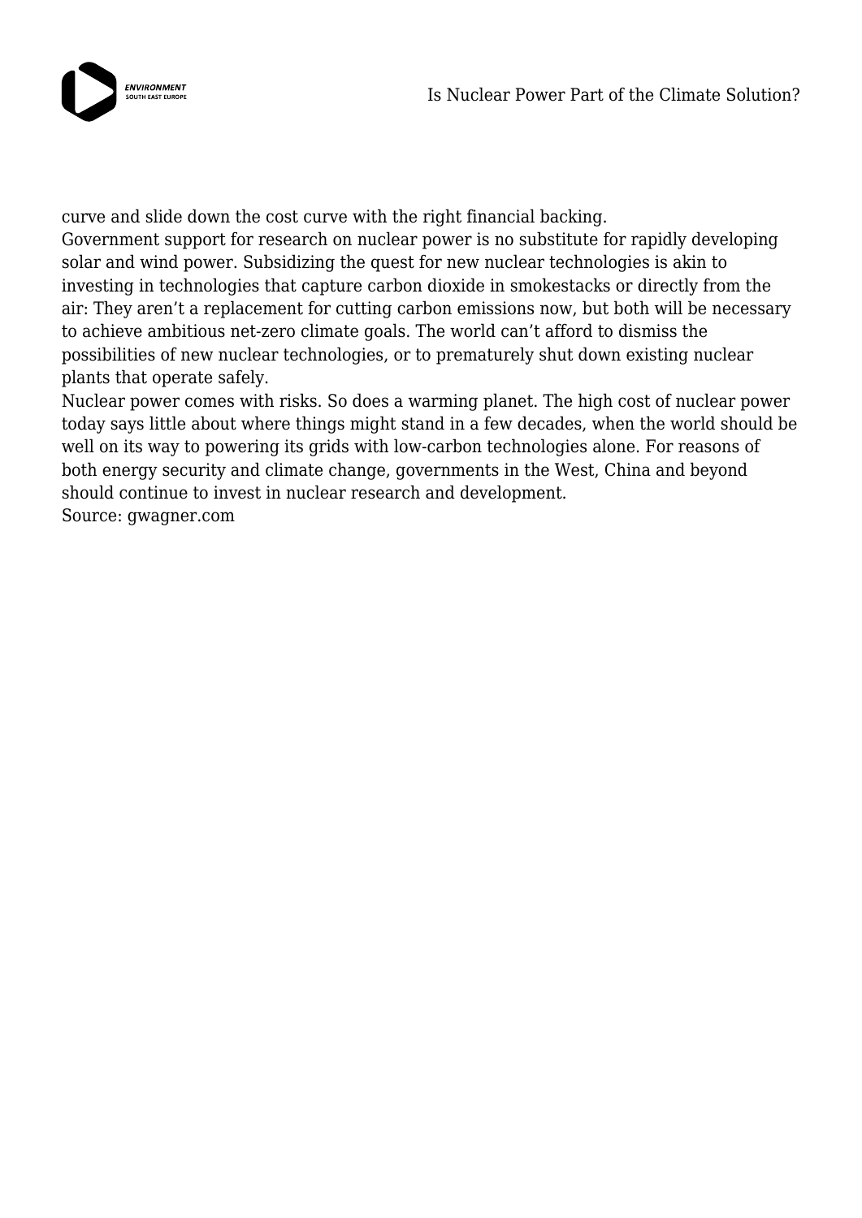curve and slide down the cost curve with the right financial backing.

Government support for research on nuclear power is no substitute for rapidly developing solar and wind power. Subsidizing the quest for new nuclear technologies is akin to investing in technologies that capture carbon dioxide in smokestacks or directly from the air: They aren't a replacement for cutting carbon emissions now, but both will be necessary to achieve ambitious net-zero climate goals. The world can't afford to dismiss the possibilities of new nuclear technologies, or to prematurely shut down existing nuclear plants that operate safely.

Nuclear power comes with risks. So does a warming planet. The high cost of nuclear power today says little about where things might stand in a few decades, when the world should be well on its way to powering its grids with low-carbon technologies alone. For reasons of both energy security and climate change, governments in the West, China and beyond should continue to invest in nuclear research and development.

Source: gwagner.com